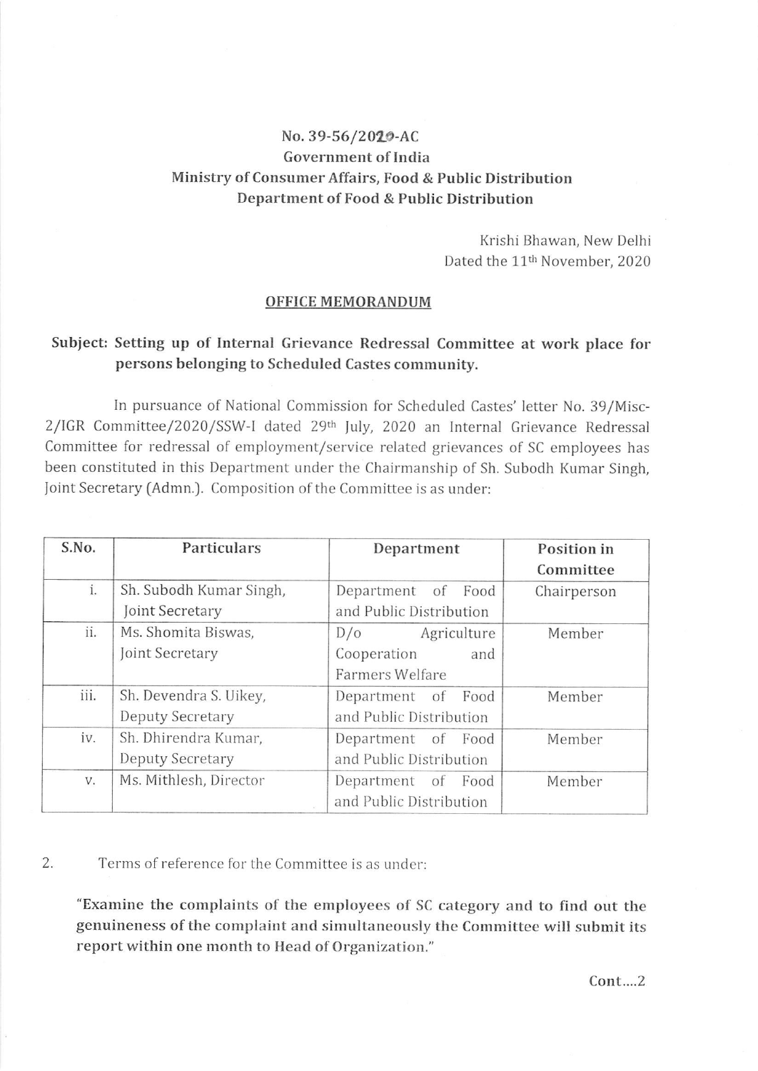No. 39-56/2020-AC
Government of India
Ministry of Consumer Affairs, Food & Public Distribution
Department of Food & Public Distribution

Krishi Bhawan, New Delhi
Dated the 11th November, 2020

## OFFICE MEMORANDUM

**Subject: Setting up of Internal Grievance Redressal Committee at work place for persons belonging to Scheduled Castes community.**

In pursuance of National Commission for Scheduled Castes' letter No. 39/Misc-2/IGR Committee/2020/SSW-I dated 29th July, 2020 an Internal Grievance Redressal Committee for redressal of employment/service related grievances of SC employees has been constituted in this Department under the Chairmanship of Sh. Subodh Kumar Singh, Joint Secretary (Admn.). Composition of the Committee is as under:

| S.No. | Particulars | Department | Position in Committee |
|---|---|---|---|
| i. | Sh. Subodh Kumar Singh, Joint Secretary | Department of Food and Public Distribution | Chairperson |
| ii. | Ms. Shomita Biswas, Joint Secretary | D/o Agriculture Cooperation and Farmers Welfare | Member |
| iii. | Sh. Devendra S. Uikey, Deputy Secretary | Department of Food and Public Distribution | Member |
| iv. | Sh. Dhirendra Kumar, Deputy Secretary | Department of Food and Public Distribution | Member |
| v. | Ms. Mithlesh, Director | Department of Food and Public Distribution | Member |

2. Terms of reference for the Committee is as under:

**"Examine the complaints of the employees of SC category and to find out the genuineness of the complaint and simultaneously the Committee will submit its report within one month to Head of Organization."**

Cont....2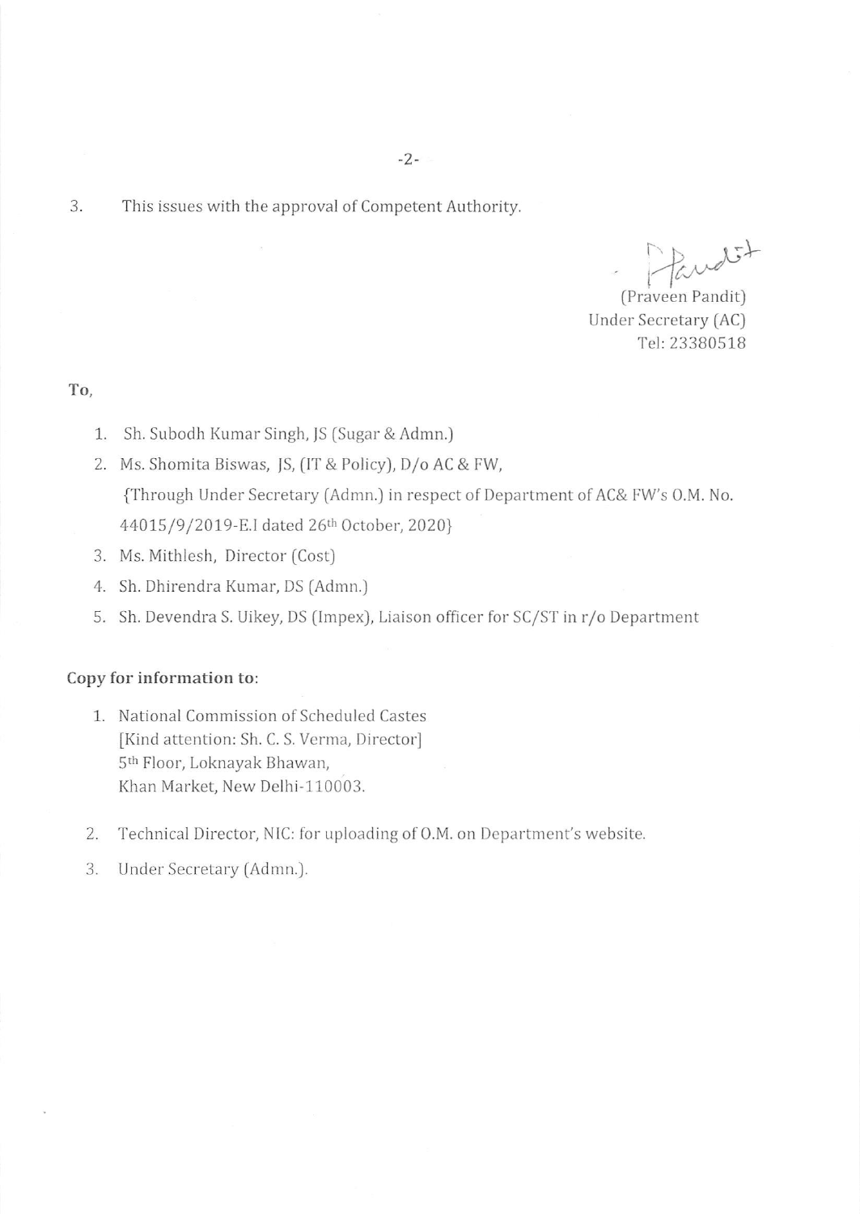3. This issues with the approval of Competent Authority.

(Praveen Pandit)
Under Secretary (AC)
Tel: 23380518

**To,**

1. Sh. Subodh Kumar Singh, JS (Sugar & Admn.)
2. Ms. Shomita Biswas, JS, (IT & Policy), D/o AC & FW,
   {Through Under Secretary (Admn.) in respect of Department of AC& FW's O.M. No. 44015/9/2019-E.I dated 26th October, 2020}
3. Ms. Mithlesh, Director (Cost)
4. Sh. Dhirendra Kumar, DS (Admn.)
5. Sh. Devendra S. Uikey, DS (Impex), Liaison officer for SC/ST in r/o Department

**Copy for information to:**

1. National Commission of Scheduled Castes
   [Kind attention: Sh. C. S. Verma, Director]
   5th Floor, Loknayak Bhawan,
   Khan Market, New Delhi-110003.
2. Technical Director, NIC: for uploading of O.M. on Department's website.
3. Under Secretary (Admn.).